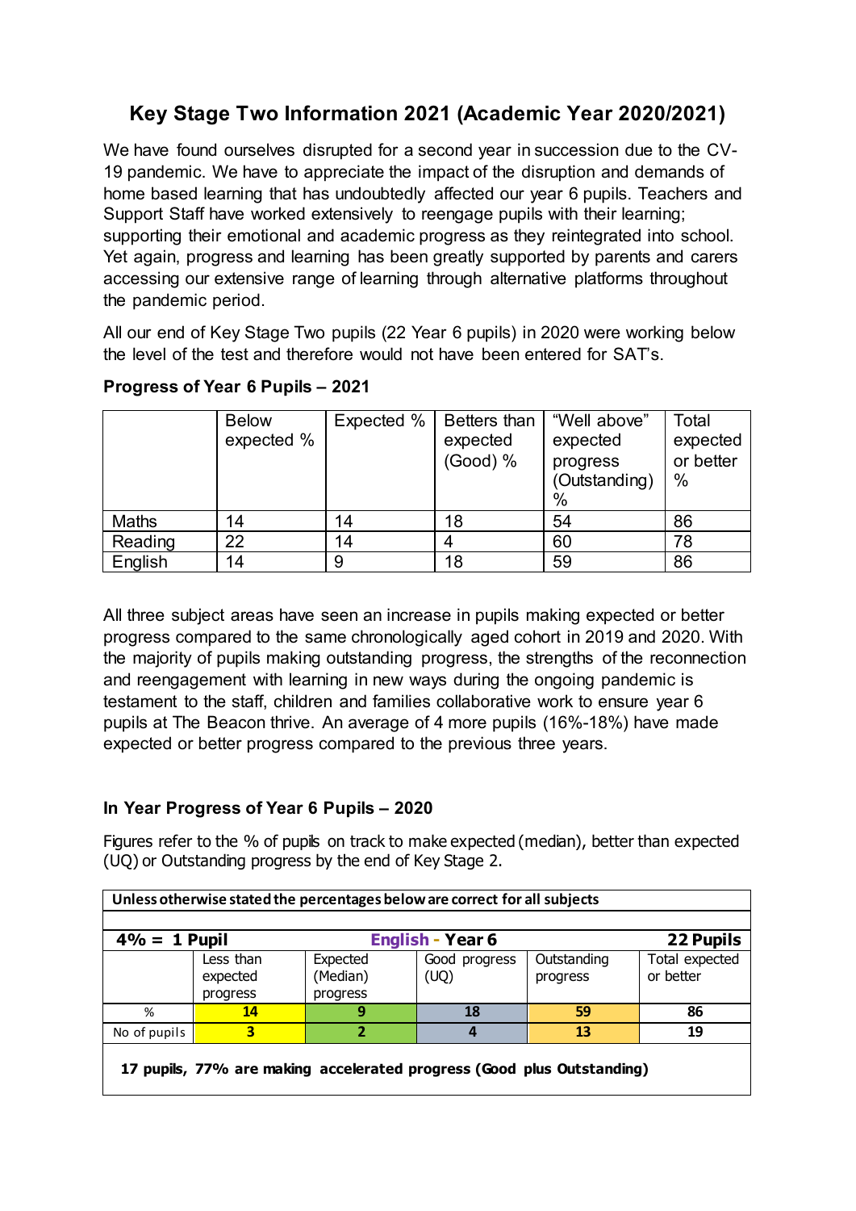# Key Stage Two Information 2021 (Academic Year 2020/2021)

We have found ourselves disrupted for a second year in succession due to the CV-19 pandemic. We have to appreciate the impact of the disruption and demands of home based learning that has undoubtedly affected our year 6 pupils. Teachers and Support Staff have worked extensively to reengage pupils with their learning; supporting their emotional and academic progress as they reintegrated into school. Yet again, progress and learning has been greatly supported by parents and carers accessing our extensive range of learning through alternative platforms throughout the pandemic period.

All our end of Key Stage Two pupils (22 Year 6 pupils) in 2020 were working below the level of the test and therefore would not have been entered for SAT's.

### Progress of Year 6 Pupils – 2021

| | Below expected % | Expected % | Betters than expected (Good) % | "Well above" expected progress (Outstanding) % | Total expected or better % |
|---|---|---|---|---|---|
| Maths | 14 | 14 | 18 | 54 | 86 |
| Reading | 22 | 14 | 4 | 60 | 78 |
| English | 14 | 9 | 18 | 59 | 86 |

All three subject areas have seen an increase in pupils making expected or better progress compared to the same chronologically aged cohort in 2019 and 2020. With the majority of pupils making outstanding progress, the strengths of the reconnection and reengagement with learning in new ways during the ongoing pandemic is testament to the staff, children and families collaborative work to ensure year 6 pupils at The Beacon thrive. An average of 4 more pupils (16%-18%) have made expected or better progress compared to the previous three years.

### In Year Progress of Year 6 Pupils – 2020

Figures refer to the % of pupils on track to make expected (median), better than expected (UQ) or Outstanding progress by the end of Key Stage 2.

**Unless otherwise stated the percentages below are correct for all subjects**

| **4% = 1 Pupil** | | **English - Year 6** | | | **22 Pupils** |
|---|---|---|---|---|---|
| | Less than expected progress | Expected (Median) progress | Good progress (UQ) | Outstanding progress | Total expected or better |
| % | **14** | **9** | **18** | **59** | **86** |
| No of pupils | **3** | **2** | **4** | **13** | **19** |

**17 pupils, 77% are making accelerated progress (Good plus Outstanding)**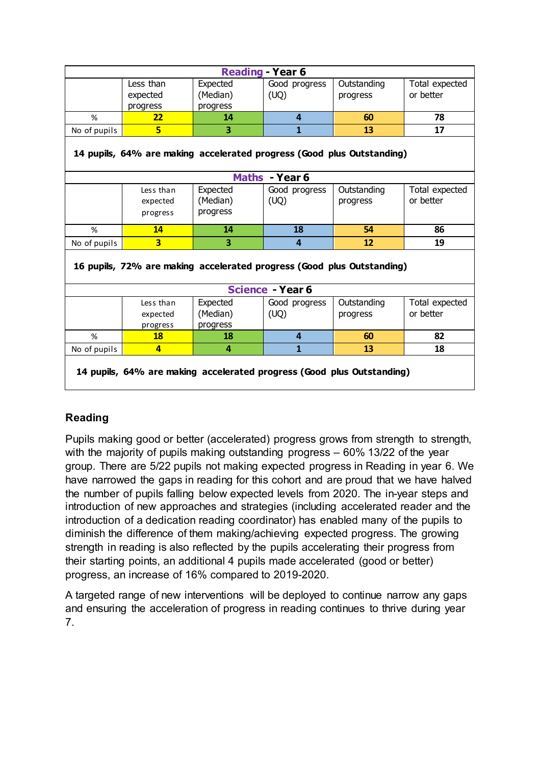| Reading - Year 6 | | | | | |
|---|---|---|---|---|---|
| | Less than expected progress | Expected (Median) progress | Good progress (UQ) | Outstanding progress | Total expected or better |
| % | **22** | **14** | **4** | **60** | **78** |
| No of pupils | **5** | **3** | **1** | **13** | **17** |

**14 pupils, 64% are making accelerated progress (Good plus Outstanding)**

| Maths - Year 6 | | | | | |
|---|---|---|---|---|---|
| | Less than expected progress | Expected (Median) progress | Good progress (UQ) | Outstanding progress | Total expected or better |
| % | **14** | **14** | **18** | **54** | **86** |
| No of pupils | **3** | **3** | **4** | **12** | **19** |

**16 pupils, 72% are making accelerated progress (Good plus Outstanding)**

| Science - Year 6 | | | | | |
|---|---|---|---|---|---|
| | Less than expected progress | Expected (Median) progress | Good progress (UQ) | Outstanding progress | Total expected or better |
| % | **18** | **18** | **4** | **60** | **82** |
| No of pupils | **4** | **4** | **1** | **13** | **18** |

**14 pupils, 64% are making accelerated progress (Good plus Outstanding)**

## Reading

Pupils making good or better (accelerated) progress grows from strength to strength, with the majority of pupils making outstanding progress – 60% 13/22 of the year group. There are 5/22 pupils not making expected progress in Reading in year 6. We have narrowed the gaps in reading for this cohort and are proud that we have halved the number of pupils falling below expected levels from 2020. The in-year steps and introduction of new approaches and strategies (including accelerated reader and the introduction of a dedication reading coordinator) has enabled many of the pupils to diminish the difference of them making/achieving expected progress. The growing strength in reading is also reflected by the pupils accelerating their progress from their starting points, an additional 4 pupils made accelerated (good or better) progress, an increase of 16% compared to 2019-2020.

A targeted range of new interventions will be deployed to continue narrow any gaps and ensuring the acceleration of progress in reading continues to thrive during year 7.